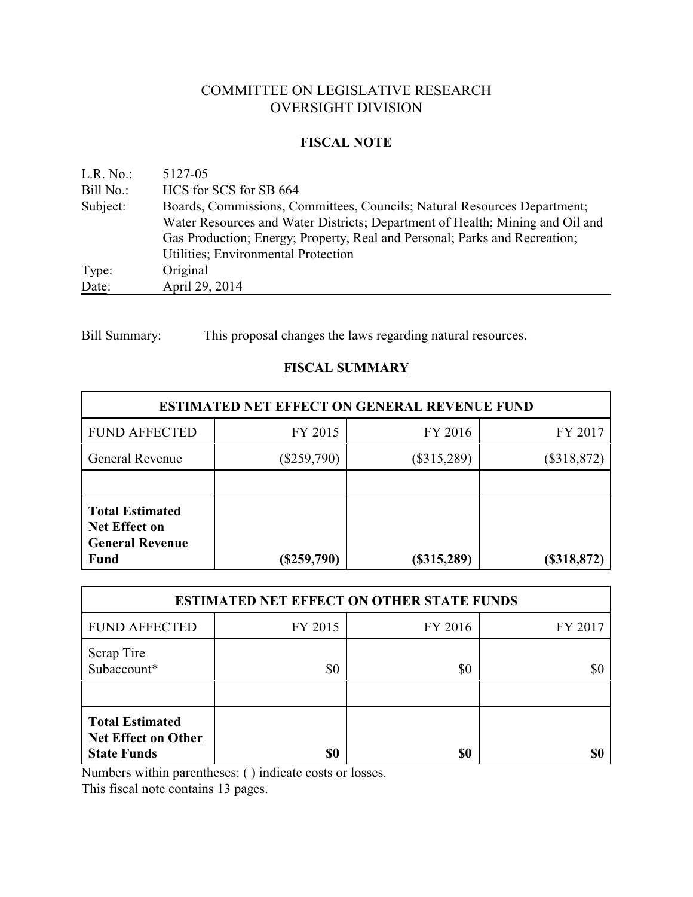# COMMITTEE ON LEGISLATIVE RESEARCH
# OVERSIGHT DIVISION

## FISCAL NOTE

| | |
|---|---|
| L.R. No.: | 5127-05 |
| Bill No.: | HCS for SCS for SB 664 |
| Subject: | Boards, Commissions, Committees, Councils; Natural Resources Department; Water Resources and Water Districts; Department of Health; Mining and Oil and Gas Production; Energy; Property, Real and Personal; Parks and Recreation; Utilities; Environmental Protection |
| Type: | Original |
| Date: | April 29, 2014 |

Bill Summary: This proposal changes the laws regarding natural resources.

## FISCAL SUMMARY

| ESTIMATED NET EFFECT ON GENERAL REVENUE FUND | | | |
|---|---|---|---|
| FUND AFFECTED | FY 2015 | FY 2016 | FY 2017 |
| General Revenue | ($259,790) | ($315,289) | ($318,872) |
| | | | |
| **Total Estimated Net Effect on General Revenue Fund** | **($259,790)** | **($315,289)** | **($318,872)** |

| ESTIMATED NET EFFECT ON OTHER STATE FUNDS | | | |
|---|---|---|---|
| FUND AFFECTED | FY 2015 | FY 2016 | FY 2017 |
| Scrap Tire Subaccount* | $0 | $0 | $0 |
| | | | |
| **Total Estimated Net Effect on Other State Funds** | **$0** | **$0** | **$0** |

Numbers within parentheses: ( ) indicate costs or losses.

This fiscal note contains 13 pages.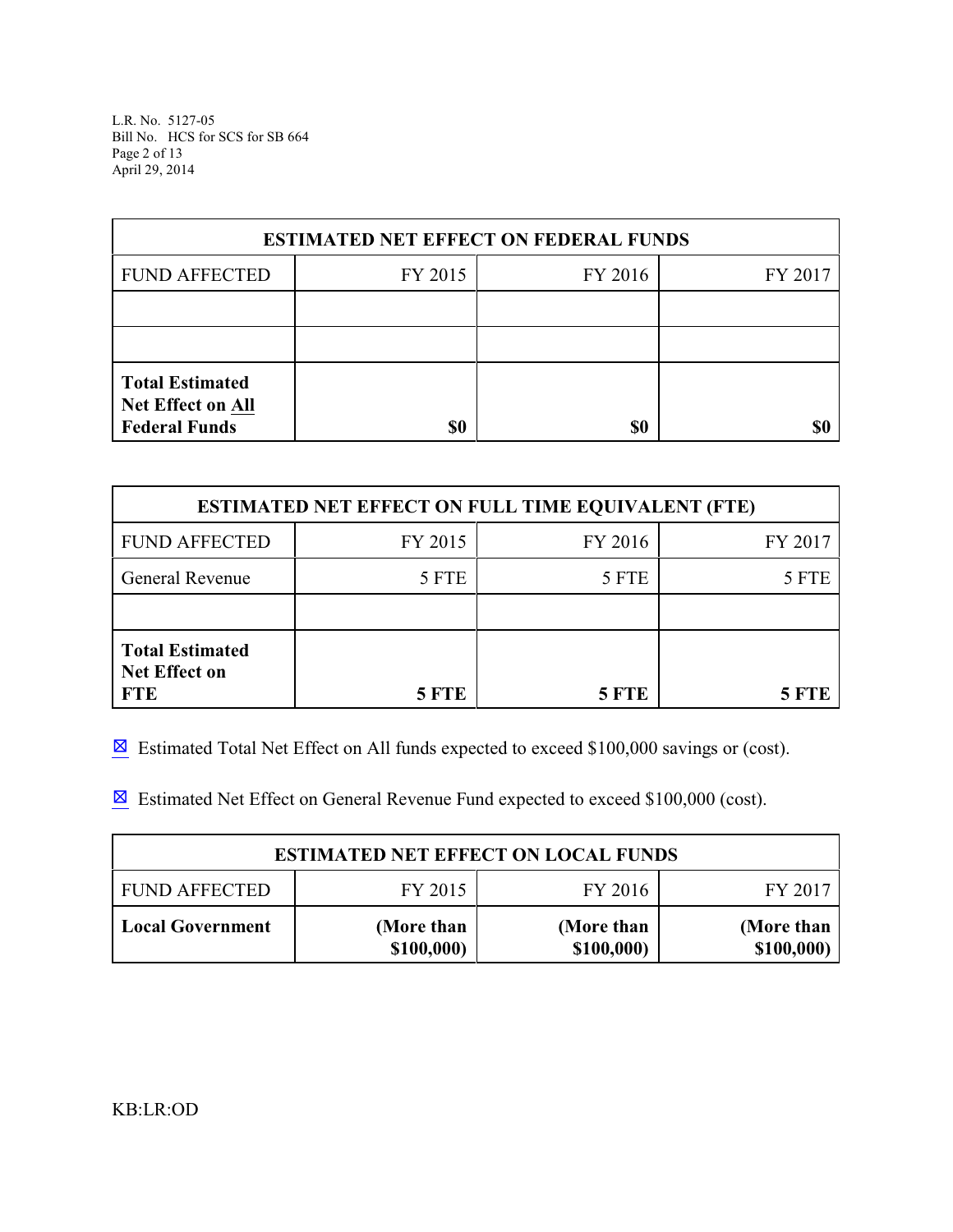| ESTIMATED NET EFFECT ON FEDERAL FUNDS | | | |
|---|---|---|---|
| FUND AFFECTED | FY 2015 | FY 2016 | FY 2017 |
| | | | |
| | | | |
| **Total Estimated Net Effect on All Federal Funds** | **$0** | **$0** | **$0** |

| ESTIMATED NET EFFECT ON FULL TIME EQUIVALENT (FTE) | | | |
|---|---|---|---|
| FUND AFFECTED | FY 2015 | FY 2016 | FY 2017 |
| General Revenue | 5 FTE | 5 FTE | 5 FTE |
| | | | |
| **Total Estimated Net Effect on FTE** | **5 FTE** | **5 FTE** | **5 FTE** |

☒ Estimated Total Net Effect on All funds expected to exceed $100,000 savings or (cost).

☒ Estimated Net Effect on General Revenue Fund expected to exceed $100,000 (cost).

| ESTIMATED NET EFFECT ON LOCAL FUNDS | | | |
|---|---|---|---|
| FUND AFFECTED | FY 2015 | FY 2016 | FY 2017 |
| **Local Government** | **(More than $100,000)** | **(More than $100,000)** | **(More than $100,000)** |

KB:LR:OD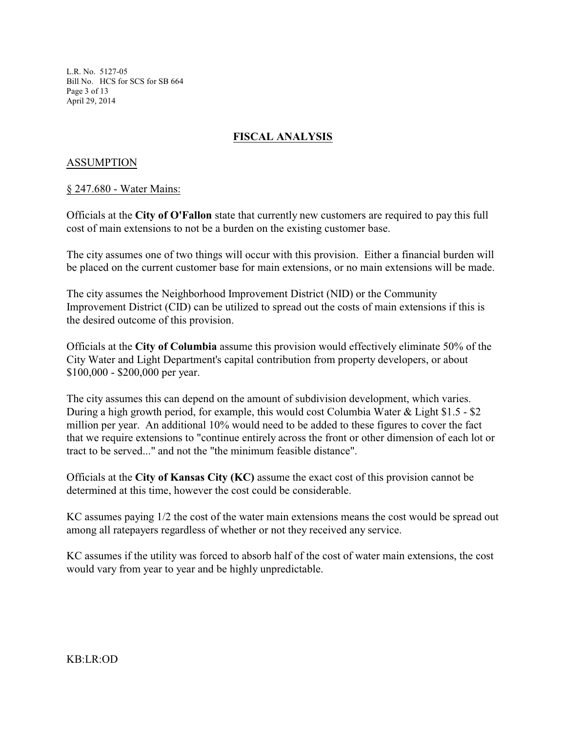## FISCAL ANALYSIS

### ASSUMPTION

§ 247.680 - Water Mains:

Officials at the **City of O'Fallon** state that currently new customers are required to pay this full cost of main extensions to not be a burden on the existing customer base.

The city assumes one of two things will occur with this provision. Either a financial burden will be placed on the current customer base for main extensions, or no main extensions will be made.

The city assumes the Neighborhood Improvement District (NID) or the Community Improvement District (CID) can be utilized to spread out the costs of main extensions if this is the desired outcome of this provision.

Officials at the **City of Columbia** assume this provision would effectively eliminate 50% of the City Water and Light Department's capital contribution from property developers, or about $100,000 - $200,000 per year.

The city assumes this can depend on the amount of subdivision development, which varies. During a high growth period, for example, this would cost Columbia Water & Light $1.5 - $2 million per year. An additional 10% would need to be added to these figures to cover the fact that we require extensions to "continue entirely across the front or other dimension of each lot or tract to be served..." and not the "the minimum feasible distance".

Officials at the **City of Kansas City (KC)** assume the exact cost of this provision cannot be determined at this time, however the cost could be considerable.

KC assumes paying 1/2 the cost of the water main extensions means the cost would be spread out among all ratepayers regardless of whether or not they received any service.

KC assumes if the utility was forced to absorb half of the cost of water main extensions, the cost would vary from year to year and be highly unpredictable.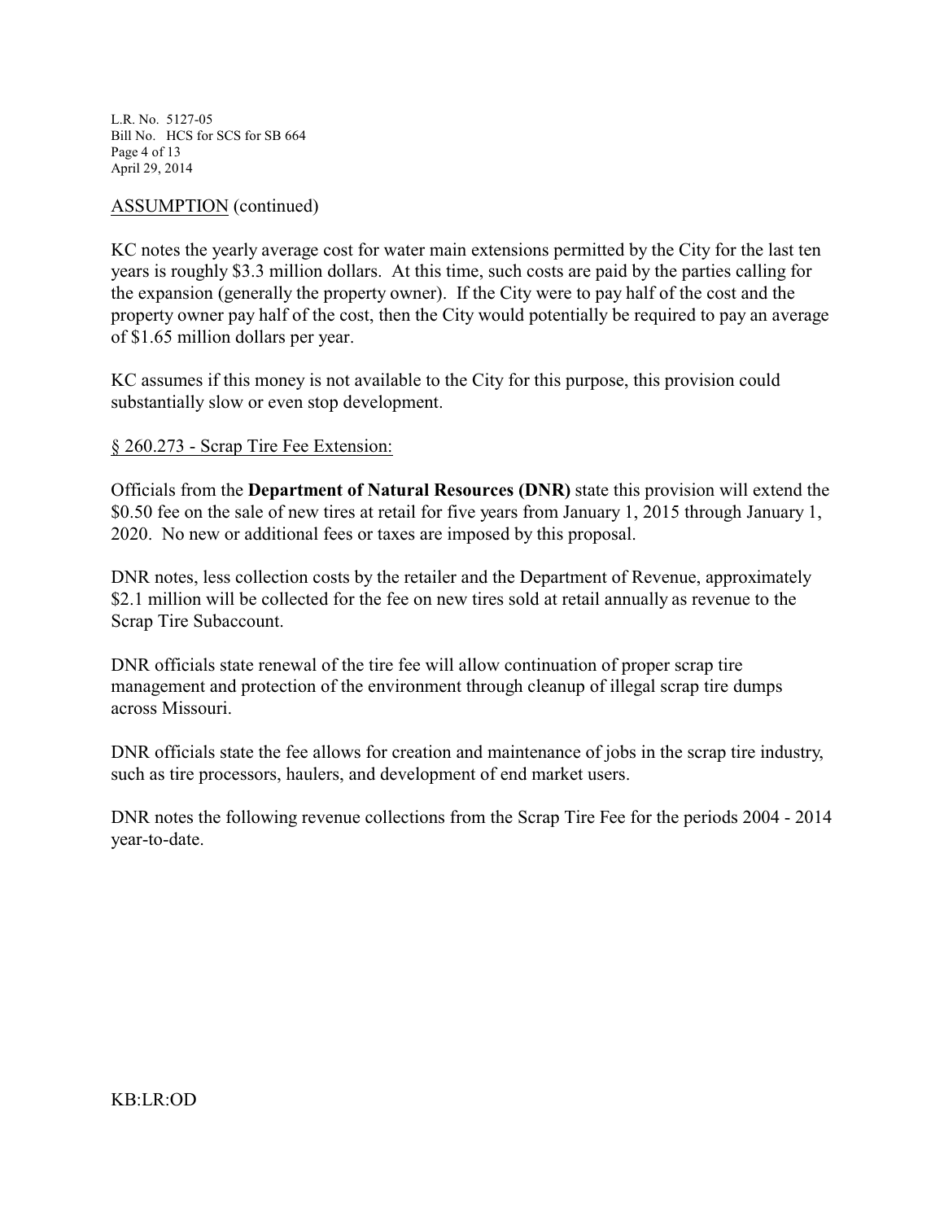ASSUMPTION (continued)

KC notes the yearly average cost for water main extensions permitted by the City for the last ten years is roughly $3.3 million dollars. At this time, such costs are paid by the parties calling for the expansion (generally the property owner). If the City were to pay half of the cost and the property owner pay half of the cost, then the City would potentially be required to pay an average of $1.65 million dollars per year.

KC assumes if this money is not available to the City for this purpose, this provision could substantially slow or even stop development.

§ 260.273 - Scrap Tire Fee Extension:

Officials from the **Department of Natural Resources (DNR)** state this provision will extend the $0.50 fee on the sale of new tires at retail for five years from January 1, 2015 through January 1, 2020. No new or additional fees or taxes are imposed by this proposal.

DNR notes, less collection costs by the retailer and the Department of Revenue, approximately $2.1 million will be collected for the fee on new tires sold at retail annually as revenue to the Scrap Tire Subaccount.

DNR officials state renewal of the tire fee will allow continuation of proper scrap tire management and protection of the environment through cleanup of illegal scrap tire dumps across Missouri.

DNR officials state the fee allows for creation and maintenance of jobs in the scrap tire industry, such as tire processors, haulers, and development of end market users.

DNR notes the following revenue collections from the Scrap Tire Fee for the periods 2004 - 2014 year-to-date.

KB:LR:OD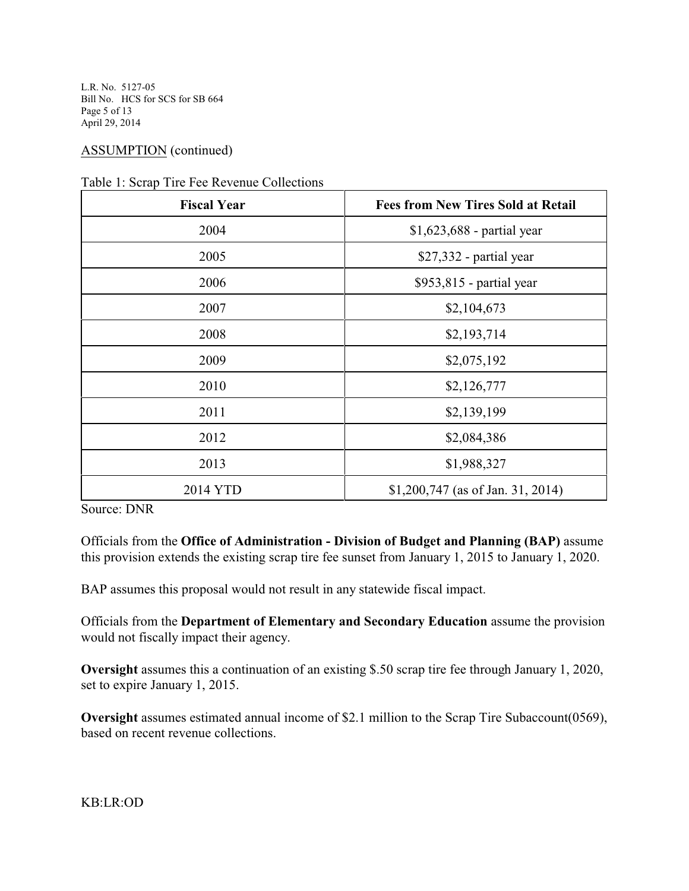ASSUMPTION (continued)

Table 1: Scrap Tire Fee Revenue Collections

| Fiscal Year | Fees from New Tires Sold at Retail |
|---|---|
| 2004 | $1,623,688 - partial year |
| 2005 | $27,332 - partial year |
| 2006 | $953,815 - partial year |
| 2007 | $2,104,673 |
| 2008 | $2,193,714 |
| 2009 | $2,075,192 |
| 2010 | $2,126,777 |
| 2011 | $2,139,199 |
| 2012 | $2,084,386 |
| 2013 | $1,988,327 |
| 2014 YTD | $1,200,747 (as of Jan. 31, 2014) |

Source: DNR

Officials from the **Office of Administration - Division of Budget and Planning (BAP)** assume this provision extends the existing scrap tire fee sunset from January 1, 2015 to January 1, 2020.

BAP assumes this proposal would not result in any statewide fiscal impact.

Officials from the **Department of Elementary and Secondary Education** assume the provision would not fiscally impact their agency.

**Oversight** assumes this a continuation of an existing $.50 scrap tire fee through January 1, 2020, set to expire January 1, 2015.

**Oversight** assumes estimated annual income of $2.1 million to the Scrap Tire Subaccount(0569), based on recent revenue collections.

KB:LR:OD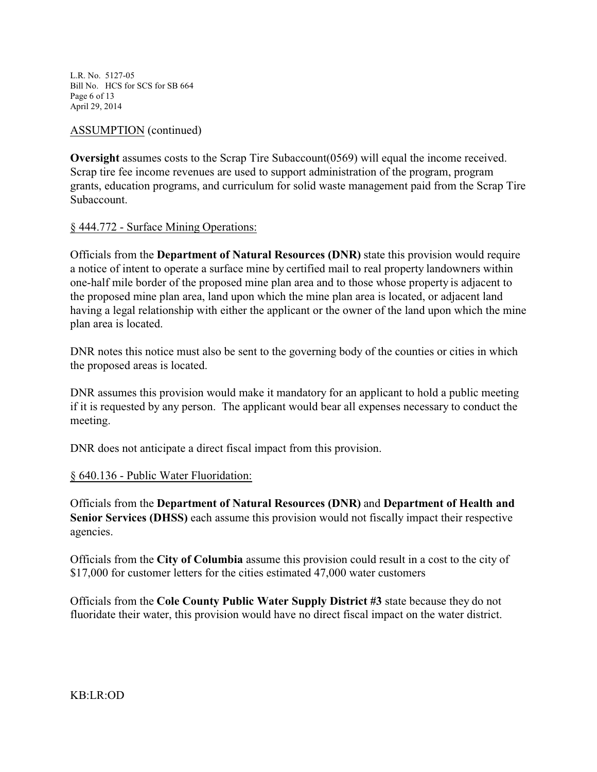ASSUMPTION (continued)

**Oversight** assumes costs to the Scrap Tire Subaccount(0569) will equal the income received. Scrap tire fee income revenues are used to support administration of the program, program grants, education programs, and curriculum for solid waste management paid from the Scrap Tire Subaccount.

§ 444.772 - Surface Mining Operations:

Officials from the **Department of Natural Resources (DNR)** state this provision would require a notice of intent to operate a surface mine by certified mail to real property landowners within one-half mile border of the proposed mine plan area and to those whose property is adjacent to the proposed mine plan area, land upon which the mine plan area is located, or adjacent land having a legal relationship with either the applicant or the owner of the land upon which the mine plan area is located.

DNR notes this notice must also be sent to the governing body of the counties or cities in which the proposed areas is located.

DNR assumes this provision would make it mandatory for an applicant to hold a public meeting if it is requested by any person. The applicant would bear all expenses necessary to conduct the meeting.

DNR does not anticipate a direct fiscal impact from this provision.

§ 640.136 - Public Water Fluoridation:

Officials from the **Department of Natural Resources (DNR)** and **Department of Health and Senior Services (DHSS)** each assume this provision would not fiscally impact their respective agencies.

Officials from the **City of Columbia** assume this provision could result in a cost to the city of $17,000 for customer letters for the cities estimated 47,000 water customers

Officials from the **Cole County Public Water Supply District #3** state because they do not fluoridate their water, this provision would have no direct fiscal impact on the water district.

KB:LR:OD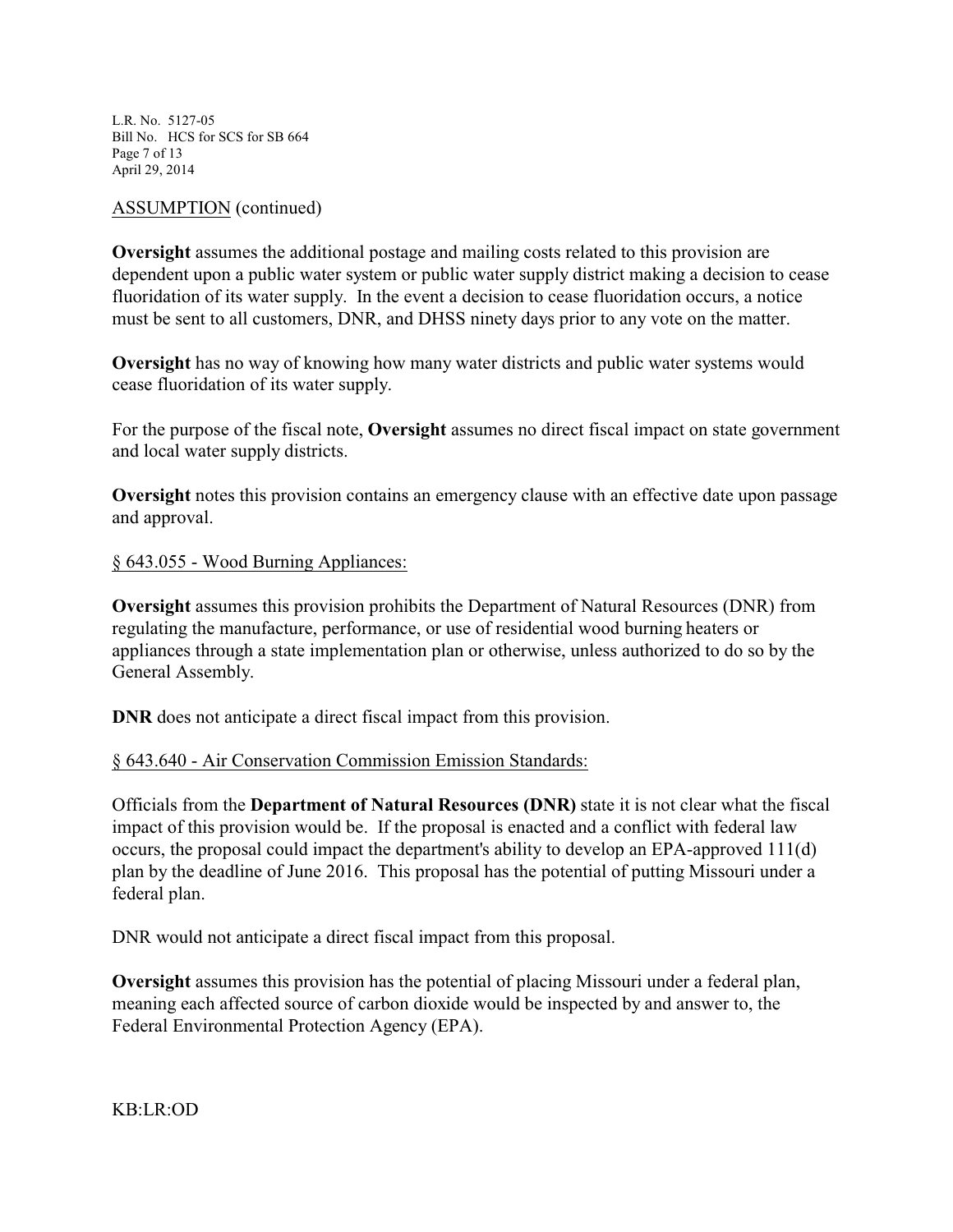ASSUMPTION (continued)

**Oversight** assumes the additional postage and mailing costs related to this provision are dependent upon a public water system or public water supply district making a decision to cease fluoridation of its water supply. In the event a decision to cease fluoridation occurs, a notice must be sent to all customers, DNR, and DHSS ninety days prior to any vote on the matter.

**Oversight** has no way of knowing how many water districts and public water systems would cease fluoridation of its water supply.

For the purpose of the fiscal note, **Oversight** assumes no direct fiscal impact on state government and local water supply districts.

**Oversight** notes this provision contains an emergency clause with an effective date upon passage and approval.

§ 643.055 - Wood Burning Appliances:

**Oversight** assumes this provision prohibits the Department of Natural Resources (DNR) from regulating the manufacture, performance, or use of residential wood burning heaters or appliances through a state implementation plan or otherwise, unless authorized to do so by the General Assembly.

**DNR** does not anticipate a direct fiscal impact from this provision.

§ 643.640 - Air Conservation Commission Emission Standards:

Officials from the **Department of Natural Resources (DNR)** state it is not clear what the fiscal impact of this provision would be. If the proposal is enacted and a conflict with federal law occurs, the proposal could impact the department's ability to develop an EPA-approved 111(d) plan by the deadline of June 2016. This proposal has the potential of putting Missouri under a federal plan.

DNR would not anticipate a direct fiscal impact from this proposal.

**Oversight** assumes this provision has the potential of placing Missouri under a federal plan, meaning each affected source of carbon dioxide would be inspected by and answer to, the Federal Environmental Protection Agency (EPA).

KB:LR:OD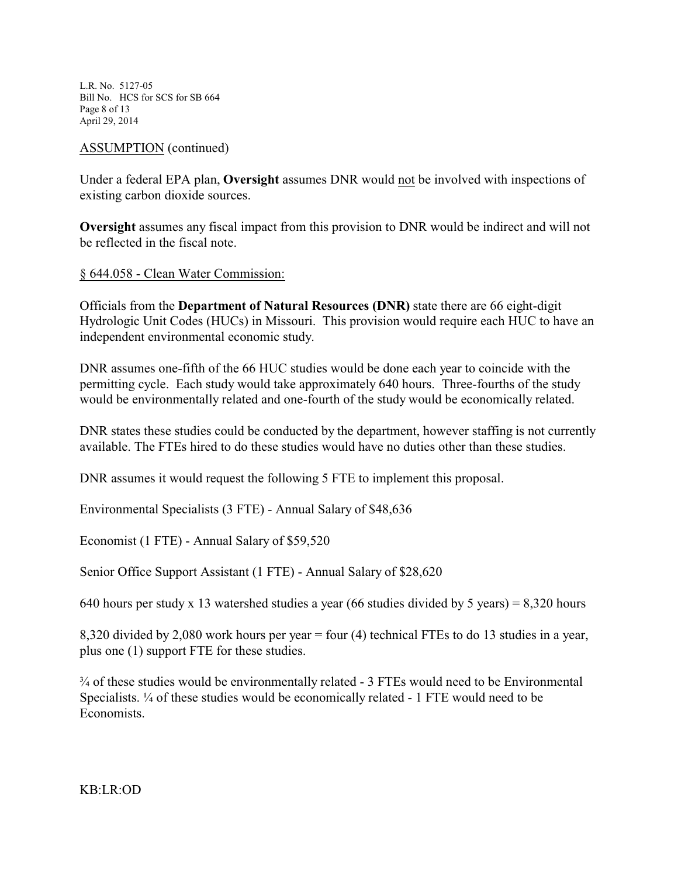ASSUMPTION (continued)

Under a federal EPA plan, **Oversight** assumes DNR would not be involved with inspections of existing carbon dioxide sources.

**Oversight** assumes any fiscal impact from this provision to DNR would be indirect and will not be reflected in the fiscal note.

§ 644.058 - Clean Water Commission:

Officials from the **Department of Natural Resources (DNR)** state there are 66 eight-digit Hydrologic Unit Codes (HUCs) in Missouri. This provision would require each HUC to have an independent environmental economic study.

DNR assumes one-fifth of the 66 HUC studies would be done each year to coincide with the permitting cycle. Each study would take approximately 640 hours. Three-fourths of the study would be environmentally related and one-fourth of the study would be economically related.

DNR states these studies could be conducted by the department, however staffing is not currently available. The FTEs hired to do these studies would have no duties other than these studies.

DNR assumes it would request the following 5 FTE to implement this proposal.

Environmental Specialists (3 FTE) - Annual Salary of $48,636

Economist (1 FTE) - Annual Salary of $59,520

Senior Office Support Assistant (1 FTE) - Annual Salary of $28,620

640 hours per study x 13 watershed studies a year (66 studies divided by 5 years) = 8,320 hours

8,320 divided by 2,080 work hours per year = four (4) technical FTEs to do 13 studies in a year, plus one (1) support FTE for these studies.

¾ of these studies would be environmentally related - 3 FTEs would need to be Environmental Specialists. ¼ of these studies would be economically related - 1 FTE would need to be Economists.

KB:LR:OD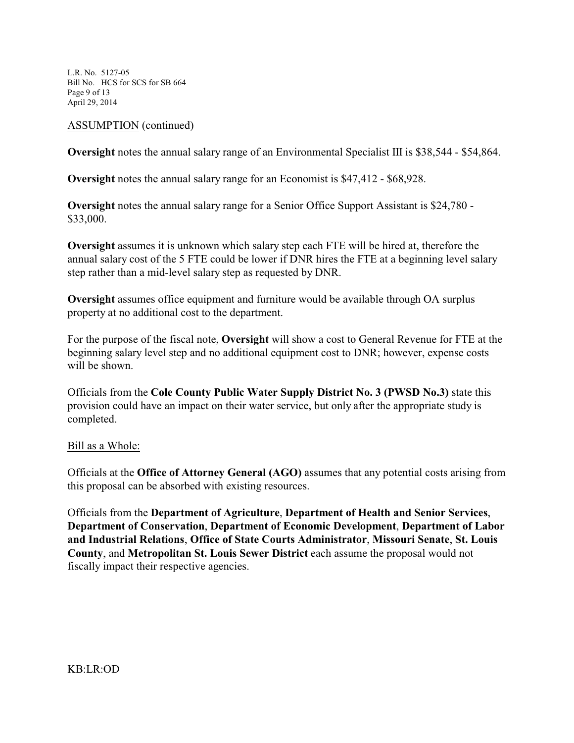ASSUMPTION (continued)

**Oversight** notes the annual salary range of an Environmental Specialist III is $38,544 - $54,864.

**Oversight** notes the annual salary range for an Economist is $47,412 - $68,928.

**Oversight** notes the annual salary range for a Senior Office Support Assistant is $24,780 - $33,000.

**Oversight** assumes it is unknown which salary step each FTE will be hired at, therefore the annual salary cost of the 5 FTE could be lower if DNR hires the FTE at a beginning level salary step rather than a mid-level salary step as requested by DNR.

**Oversight** assumes office equipment and furniture would be available through OA surplus property at no additional cost to the department.

For the purpose of the fiscal note, **Oversight** will show a cost to General Revenue for FTE at the beginning salary level step and no additional equipment cost to DNR; however, expense costs will be shown.

Officials from the **Cole County Public Water Supply District No. 3 (PWSD No.3)** state this provision could have an impact on their water service, but only after the appropriate study is completed.

Bill as a Whole:

Officials at the **Office of Attorney General (AGO)** assumes that any potential costs arising from this proposal can be absorbed with existing resources.

Officials from the **Department of Agriculture**, **Department of Health and Senior Services**, **Department of Conservation**, **Department of Economic Development**, **Department of Labor and Industrial Relations**, **Office of State Courts Administrator**, **Missouri Senate**, **St. Louis County**, and **Metropolitan St. Louis Sewer District** each assume the proposal would not fiscally impact their respective agencies.

KB:LR:OD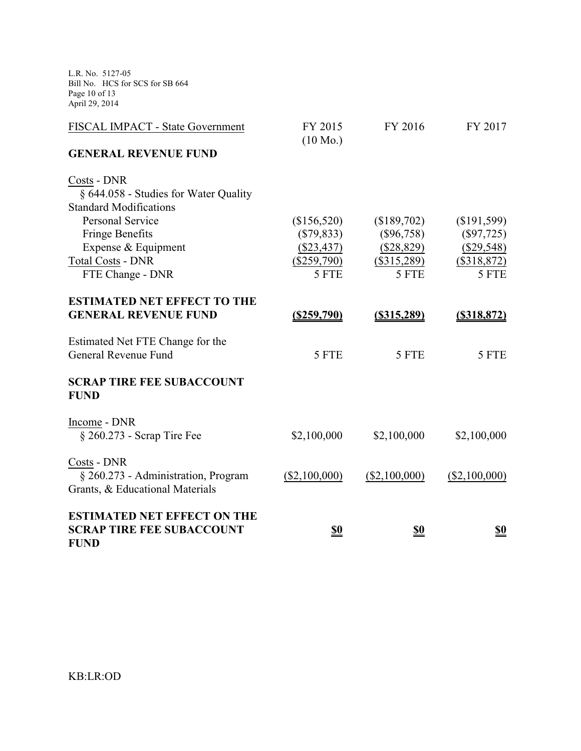| FISCAL IMPACT - State Government | FY 2015 (10 Mo.) | FY 2016 | FY 2017 |
|---|---|---|---|
| **GENERAL REVENUE FUND** | | | |
| Costs - DNR | | | |
| § 644.058 - Studies for Water Quality Standard Modifications | | | |
| Personal Service | ($156,520) | ($189,702) | ($191,599) |
| Fringe Benefits | ($79,833) | ($96,758) | ($97,725) |
| Expense & Equipment | ($23,437) | ($28,829) | ($29,548) |
| Total Costs - DNR | ($259,790) | ($315,289) | ($318,872) |
| FTE Change - DNR | 5 FTE | 5 FTE | 5 FTE |
| **ESTIMATED NET EFFECT TO THE GENERAL REVENUE FUND** | **($259,790)** | **($315,289)** | **($318,872)** |
| Estimated Net FTE Change for the General Revenue Fund | 5 FTE | 5 FTE | 5 FTE |
| **SCRAP TIRE FEE SUBACCOUNT FUND** | | | |
| Income - DNR | | | |
| § 260.273 - Scrap Tire Fee | $2,100,000 | $2,100,000 | $2,100,000 |
| Costs - DNR | | | |
| § 260.273 - Administration, Program Grants, & Educational Materials | ($2,100,000) | ($2,100,000) | ($2,100,000) |
| **ESTIMATED NET EFFECT ON THE SCRAP TIRE FEE SUBACCOUNT FUND** | **$0** | **$0** | **$0** |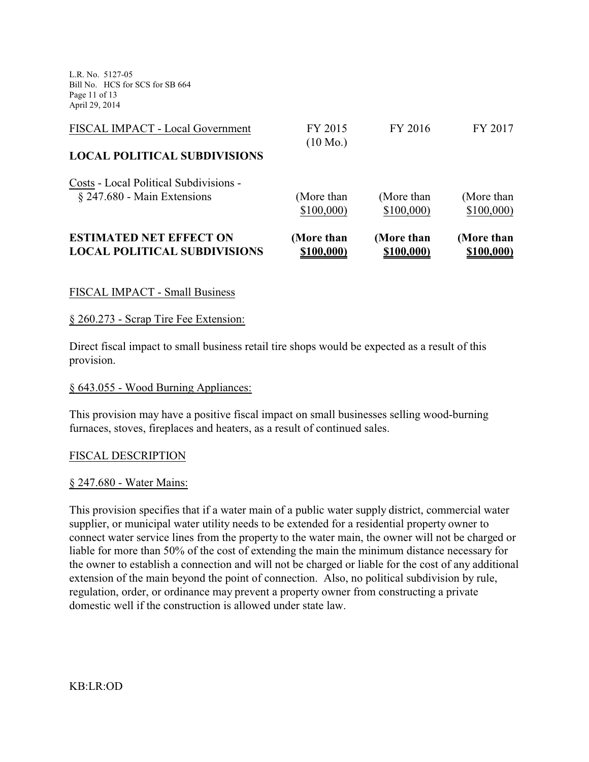| FISCAL IMPACT - Local Government | FY 2015 (10 Mo.) | FY 2016 | FY 2017 |
|---|---|---|---|
| **LOCAL POLITICAL SUBDIVISIONS** | | | |
| Costs - Local Political Subdivisions - § 247.680 - Main Extensions | (More than $100,000) | (More than $100,000) | (More than $100,000) |
| **ESTIMATED NET EFFECT ON LOCAL POLITICAL SUBDIVISIONS** | **(More than $100,000)** | **(More than $100,000)** | **(More than $100,000)** |

FISCAL IMPACT - Small Business

§ 260.273 - Scrap Tire Fee Extension:

Direct fiscal impact to small business retail tire shops would be expected as a result of this provision.

§ 643.055 - Wood Burning Appliances:

This provision may have a positive fiscal impact on small businesses selling wood-burning furnaces, stoves, fireplaces and heaters, as a result of continued sales.

FISCAL DESCRIPTION

§ 247.680 - Water Mains:

This provision specifies that if a water main of a public water supply district, commercial water supplier, or municipal water utility needs to be extended for a residential property owner to connect water service lines from the property to the water main, the owner will not be charged or liable for more than 50% of the cost of extending the main the minimum distance necessary for the owner to establish a connection and will not be charged or liable for the cost of any additional extension of the main beyond the point of connection. Also, no political subdivision by rule, regulation, order, or ordinance may prevent a property owner from constructing a private domestic well if the construction is allowed under state law.

KB:LR:OD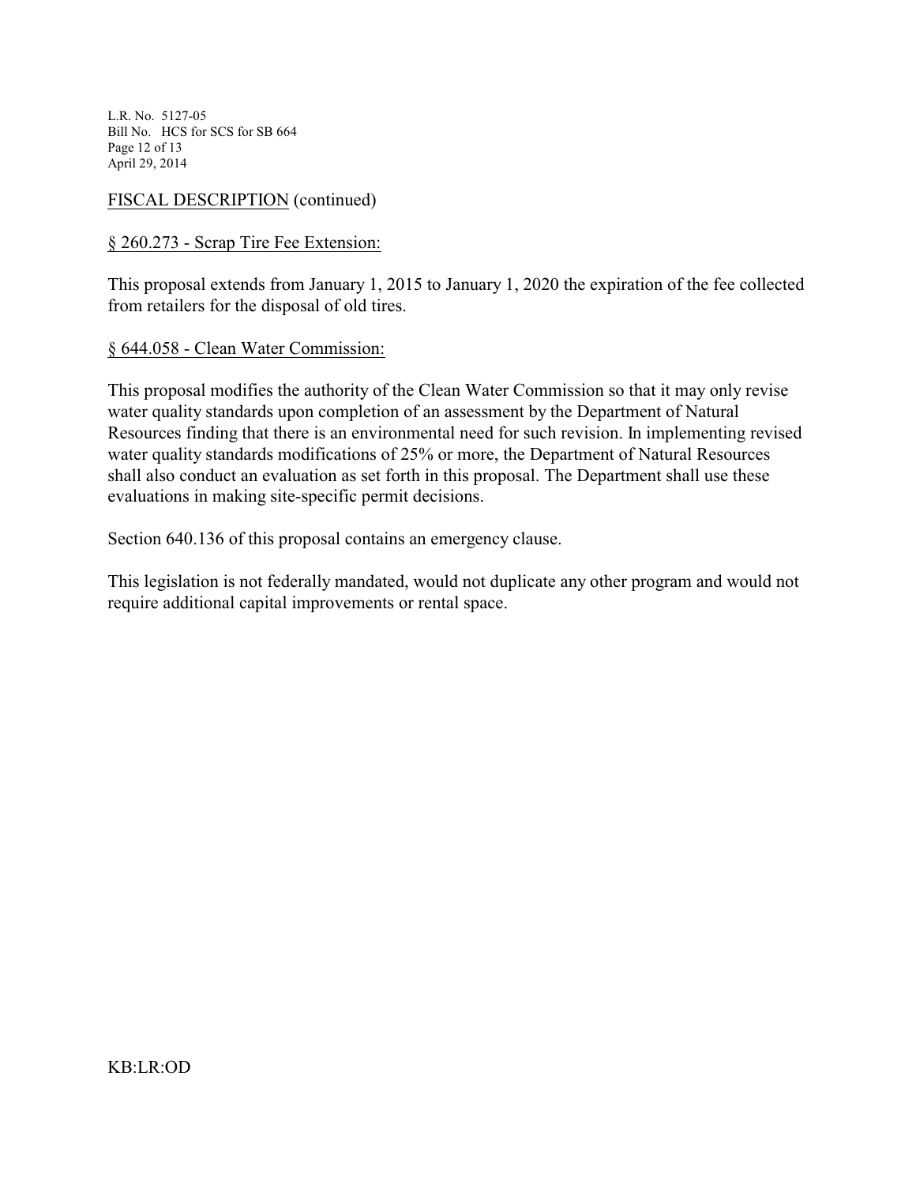FISCAL DESCRIPTION (continued)

§ 260.273 - Scrap Tire Fee Extension:

This proposal extends from January 1, 2015 to January 1, 2020 the expiration of the fee collected from retailers for the disposal of old tires.

§ 644.058 - Clean Water Commission:

This proposal modifies the authority of the Clean Water Commission so that it may only revise water quality standards upon completion of an assessment by the Department of Natural Resources finding that there is an environmental need for such revision. In implementing revised water quality standards modifications of 25% or more, the Department of Natural Resources shall also conduct an evaluation as set forth in this proposal. The Department shall use these evaluations in making site-specific permit decisions.

Section 640.136 of this proposal contains an emergency clause.

This legislation is not federally mandated, would not duplicate any other program and would not require additional capital improvements or rental space.

KB:LR:OD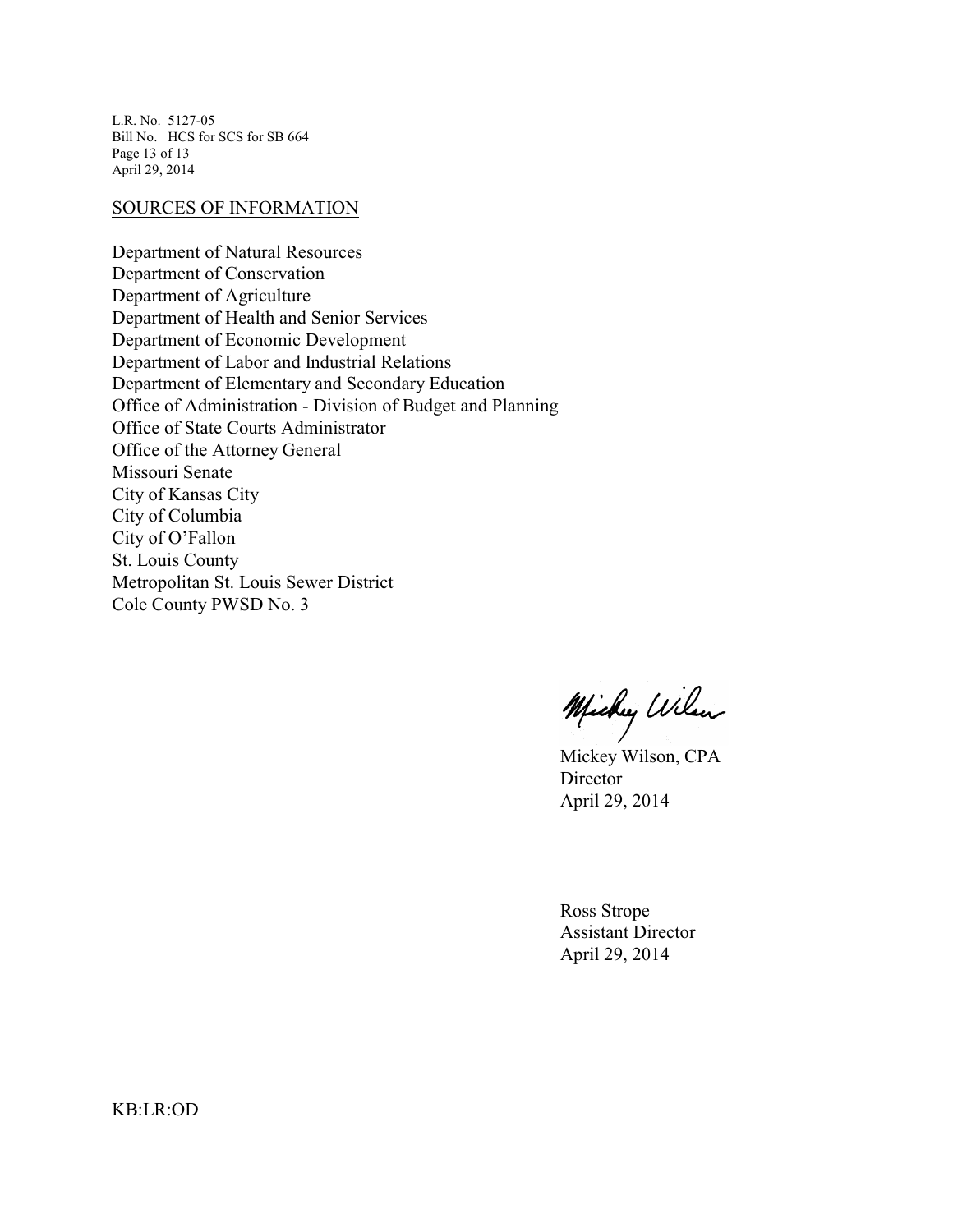## SOURCES OF INFORMATION

Department of Natural Resources
Department of Conservation
Department of Agriculture
Department of Health and Senior Services
Department of Economic Development
Department of Labor and Industrial Relations
Department of Elementary and Secondary Education
Office of Administration - Division of Budget and Planning
Office of State Courts Administrator
Office of the Attorney General
Missouri Senate
City of Kansas City
City of Columbia
City of O'Fallon
St. Louis County
Metropolitan St. Louis Sewer District
Cole County PWSD No. 3

Mickey Wilson, CPA
Director
April 29, 2014

Ross Strope
Assistant Director
April 29, 2014

KB:LR:OD